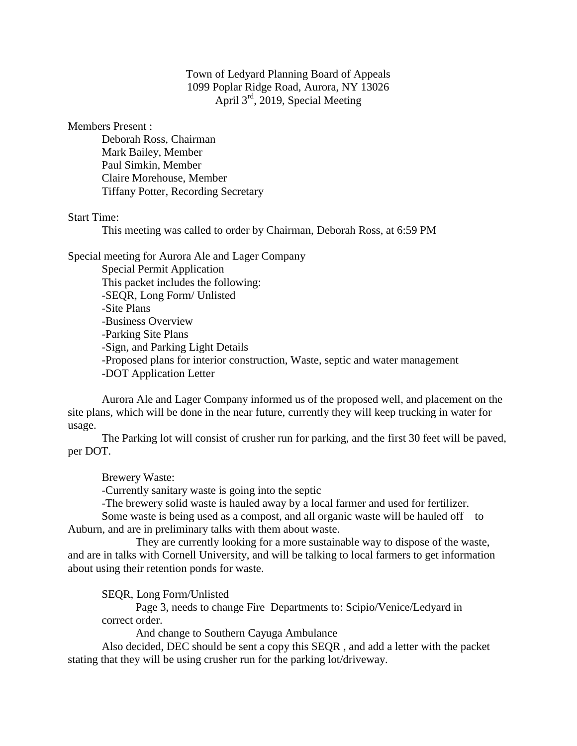Town of Ledyard Planning Board of Appeals
1099 Poplar Ridge Road, Aurora, NY 13026
April 3rd, 2019, Special Meeting

Members Present :

Deborah Ross, Chairman
Mark Bailey, Member
Paul Simkin, Member
Claire Morehouse, Member
Tiffany Potter, Recording Secretary

Start Time:

This meeting was called to order by Chairman, Deborah Ross, at 6:59 PM

Special meeting for Aurora Ale and Lager Company

Special Permit Application
This packet includes the following:
-SEQR, Long Form/ Unlisted
-Site Plans
-Business Overview
-Parking Site Plans
-Sign, and Parking Light Details
-Proposed plans for interior construction, Waste, septic and water management
-DOT Application Letter

Aurora Ale and Lager Company informed us of the proposed well, and placement on the site plans, which will be done in the near future, currently they will keep trucking in water for usage.

The Parking lot will consist of crusher run for parking, and the first 30 feet will be paved, per DOT.

Brewery Waste:

-Currently sanitary waste is going into the septic
-The brewery solid waste is hauled away by a local farmer and used for fertilizer.

Some waste is being used as a compost, and all organic waste will be hauled off to Auburn, and are in preliminary talks with them about waste.

They are currently looking for a more sustainable way to dispose of the waste, and are in talks with Cornell University, and will be talking to local farmers to get information about using their retention ponds for waste.

SEQR, Long Form/Unlisted

Page 3, needs to change Fire Departments to: Scipio/Venice/Ledyard in correct order.

And change to Southern Cayuga Ambulance

Also decided, DEC should be sent a copy this SEQR , and add a letter with the packet stating that they will be using crusher run for the parking lot/driveway.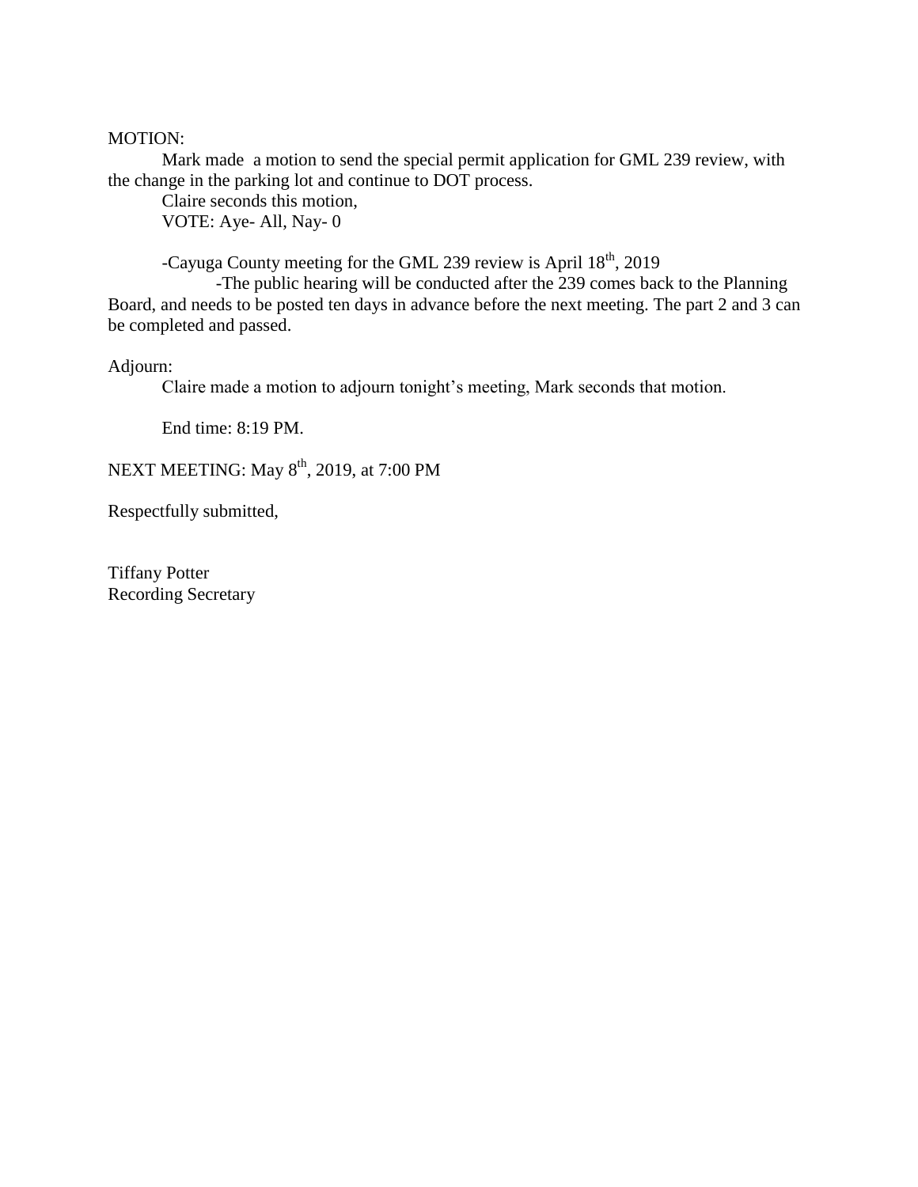MOTION:

Mark made a motion to send the special permit application for GML 239 review, with the change in the parking lot and continue to DOT process.

Claire seconds this motion,

VOTE: Aye- All, Nay- 0

-Cayuga County meeting for the GML 239 review is April 18th, 2019

-The public hearing will be conducted after the 239 comes back to the Planning Board, and needs to be posted ten days in advance before the next meeting. The part 2 and 3 can be completed and passed.

Adjourn:

Claire made a motion to adjourn tonight's meeting, Mark seconds that motion.

End time: 8:19 PM.

NEXT MEETING: May 8th, 2019, at 7:00 PM

Respectfully submitted,

Tiffany Potter
Recording Secretary